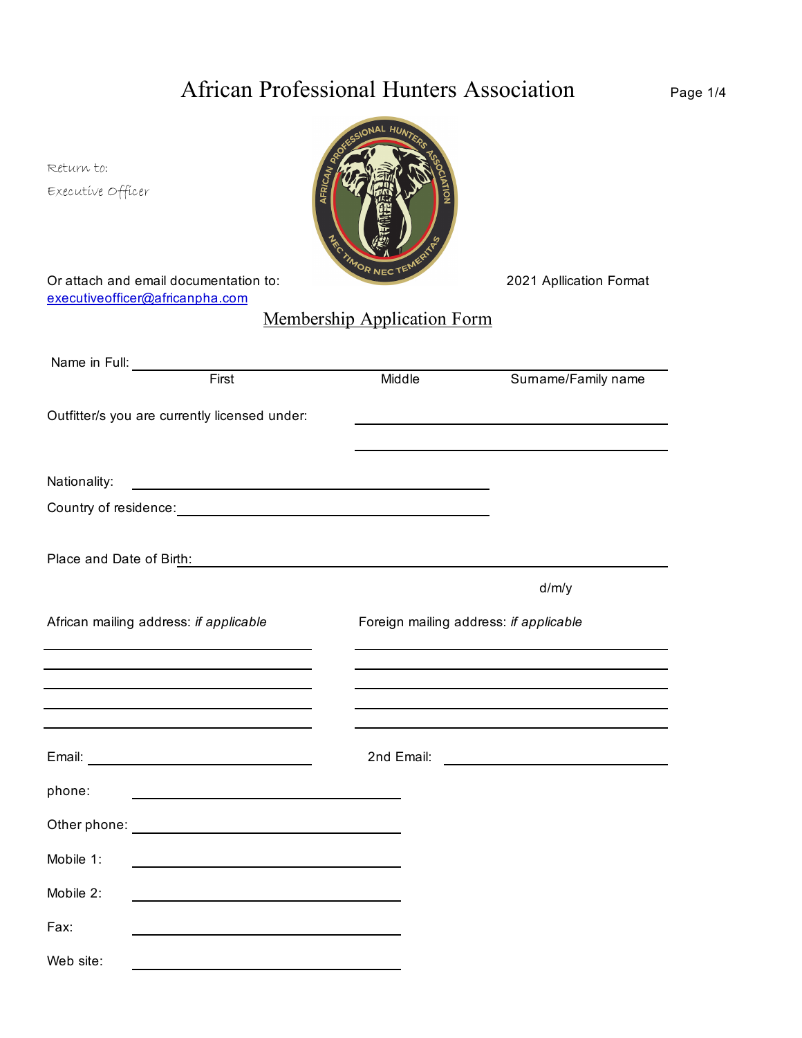# African Professional Hunters Association

Return to:

Executive Officer

Or attach and email documentation to:
executiveofficer@africanpha.com

2021 Apllication Format

## Membership Application Form

Name in Full: ______________________________________________

First — Middle — Surname/Family name

Outfitter/s you are currently licensed under: ______________________________

______________________________

Nationality: ______________________________

Country of residence: ______________________________

Place and Date of Birth: ______________________________

d/m/y

African mailing address: *if applicable*

______________________________
______________________________
______________________________
______________________________
______________________________

Foreign mailing address: *if applicable*

______________________________
______________________________
______________________________
______________________________
______________________________

Email: ______________________________

2nd Email: ______________________________

phone: ______________________________

Other phone: ______________________________

Mobile 1: ______________________________

Mobile 2: ______________________________

Fax: ______________________________

Web site: ______________________________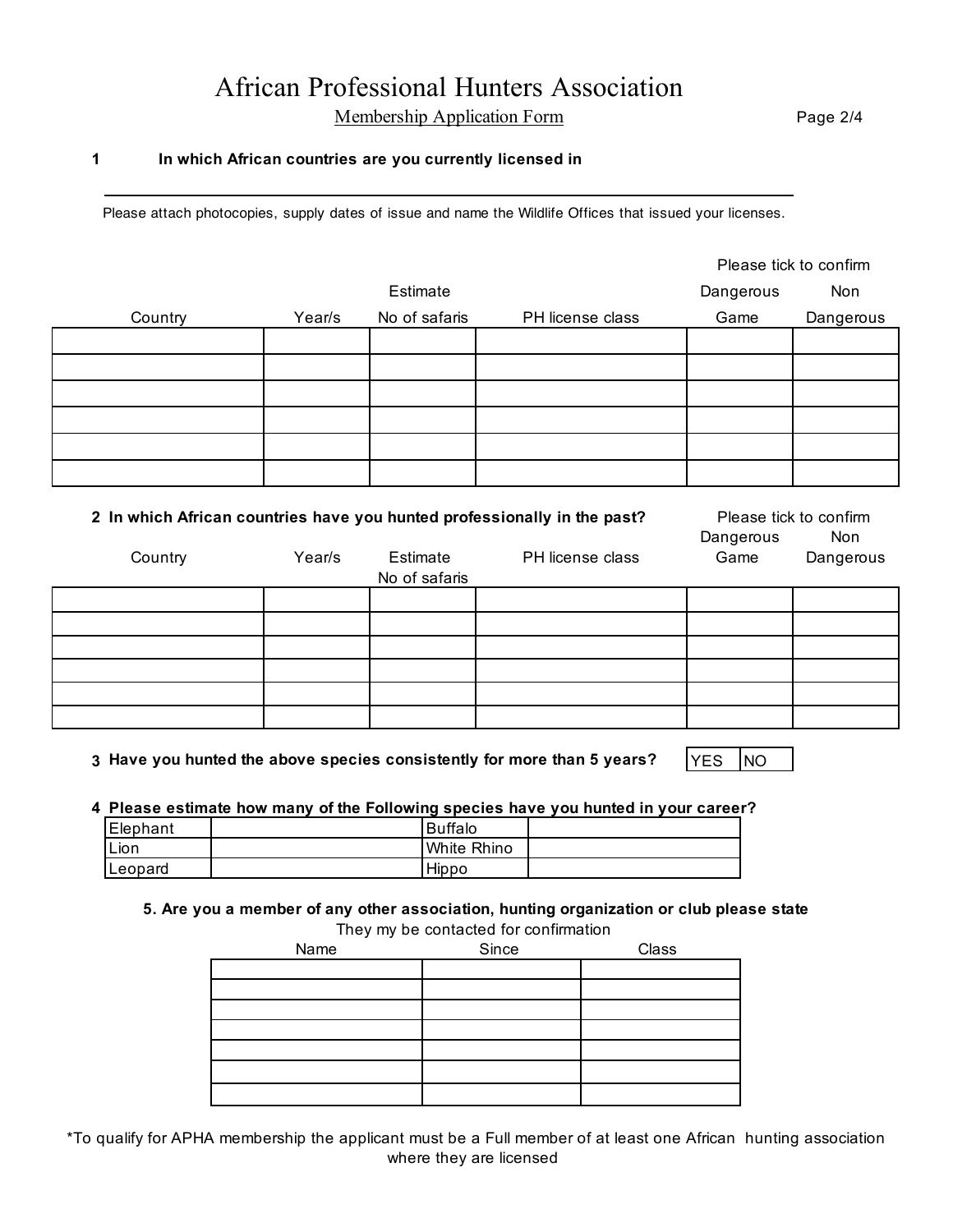# African Professional Hunters Association

Membership Application Form

**1 In which African countries are you currently licensed in**

\_\_\_\_\_\_\_\_\_\_\_\_\_\_\_\_\_\_\_\_\_\_\_\_\_\_\_\_\_\_\_\_\_\_\_\_\_\_\_\_\_\_\_\_\_\_\_\_\_\_\_\_\_\_\_\_\_\_\_\_

Please attach photocopies, supply dates of issue and name the Wildlife Offices that issued your licenses.

| | | | | Please tick to confirm | |
|---|---|---|---|---|---|
| Country | Year/s | Estimate No of safaris | PH license class | Dangerous Game | Non Dangerous |
| | | | | | |
| | | | | | |
| | | | | | |
| | | | | | |
| | | | | | |
| | | | | | |

**2 In which African countries have you hunted professionally in the past?**

| | | | | Please tick to confirm | |
|---|---|---|---|---|---|
| Country | Year/s | Estimate No of safaris | PH license class | Dangerous Game | Non Dangerous |
| | | | | | |
| | | | | | |
| | | | | | |
| | | | | | |
| | | | | | |
| | | | | | |

**3 Have you hunted the above species consistently for more than 5 years?** YES | NO

**4 Please estimate how many of the Following species have you hunted in your career?**

| | | | |
|---|---|---|---|
| Elephant | | Buffalo | |
| Lion | | White Rhino | |
| Leopard | | Hippo | |

**5. Are you a member of any other association, hunting organization or club please state**

They my be contacted for confirmation

| Name | Since | Class |
|---|---|---|
| | | |
| | | |
| | | |
| | | |
| | | |
| | | |
| | | |

*To qualify for APHA membership the applicant must be a Full member of at least one African hunting association where they are licensed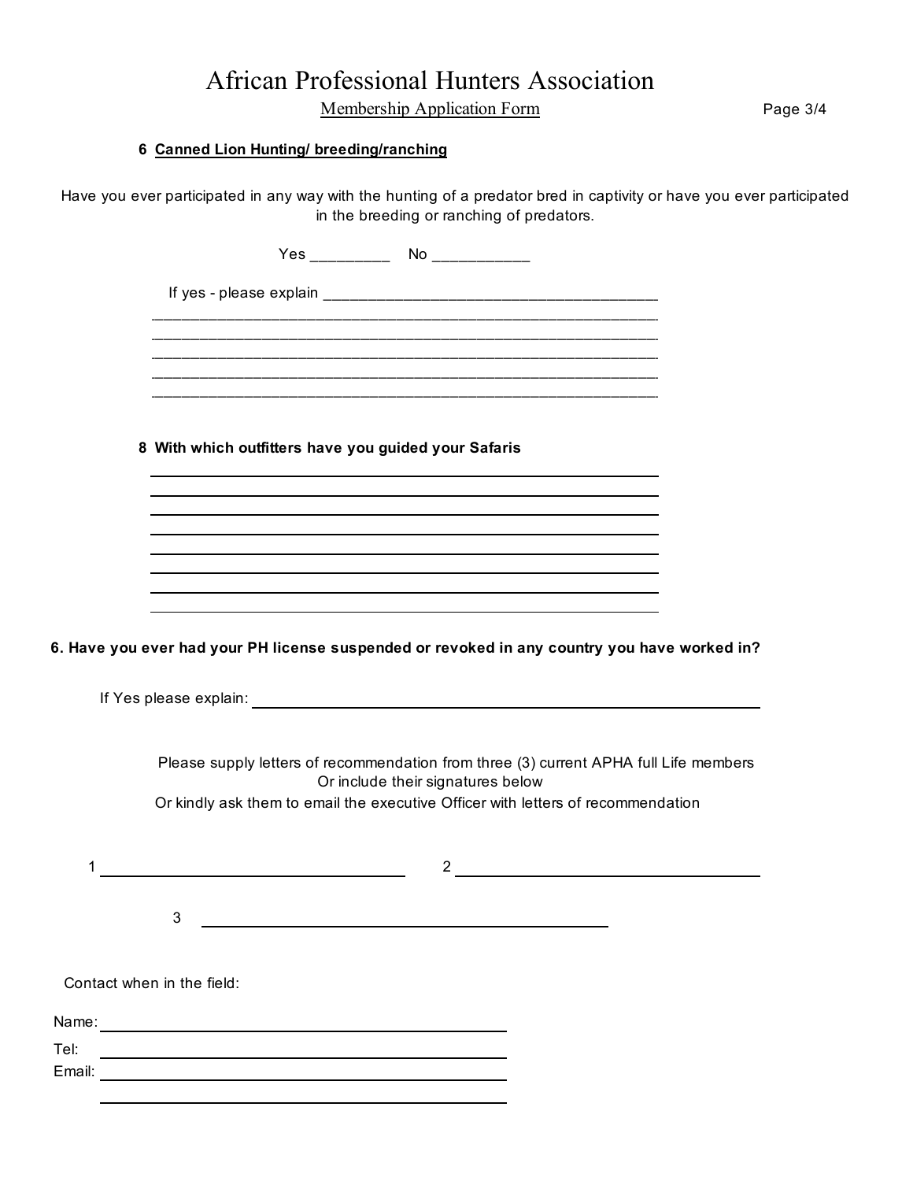# African Professional Hunters Association

Membership Application Form

**6 Canned Lion Hunting/ breeding/ranching**

Have you ever participated in any way with the hunting of a predator bred in captivity or have you ever participated in the breeding or ranching of predators.

Yes _________ No ___________

If yes - please explain _______________________________________

_______________________________________________________________

_______________________________________________________________

_______________________________________________________________

_______________________________________________________________

_______________________________________________________________

**8 With which outfitters have you guided your Safaris**

_______________________________________________________________

_______________________________________________________________

_______________________________________________________________

_______________________________________________________________

_______________________________________________________________

_______________________________________________________________

_______________________________________________________________

_______________________________________________________________

**6. Have you ever had your PH license suspended or revoked in any country you have worked in?**

If Yes please explain: _______________________________________

Please supply letters of recommendation from three (3) current APHA full Life members
Or include their signatures below
Or kindly ask them to email the executive Officer with letters of recommendation

1 ______________________________ 2 ______________________________

3 ______________________________

Contact when in the field:

Name: ______________________________

Tel: ______________________________

Email: ______________________________

______________________________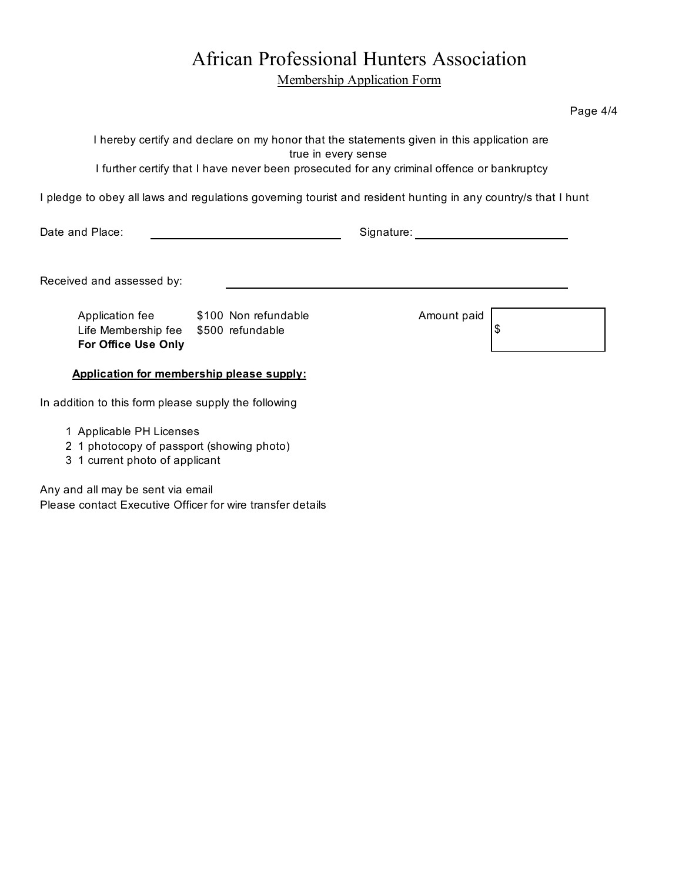# African Professional Hunters Association

Membership Application Form

I hereby certify and declare on my honor that the statements given in this application are true in every sense

I further certify that I have never been prosecuted for any criminal offence or bankruptcy

I pledge to obey all laws and regulations governing tourist and resident hunting in any country/s that I hunt

Date and Place: ______________________________ Signature: ________________________

Received and assessed by: ______________________________________________________

| | | | | |
|---|---|---|---|---|
| Application fee | $100 | Non refundable | Amount paid | $ |
| Life Membership fee | $500 | refundable | | |
| **For Office Use Only** | | | | |

**Application for membership please supply:**

In addition to this form please supply the following

1. Applicable PH Licenses
2. 1 photocopy of passport (showing photo)
3. 1 current photo of applicant

Any and all may be sent via email

Please contact Executive Officer for wire transfer details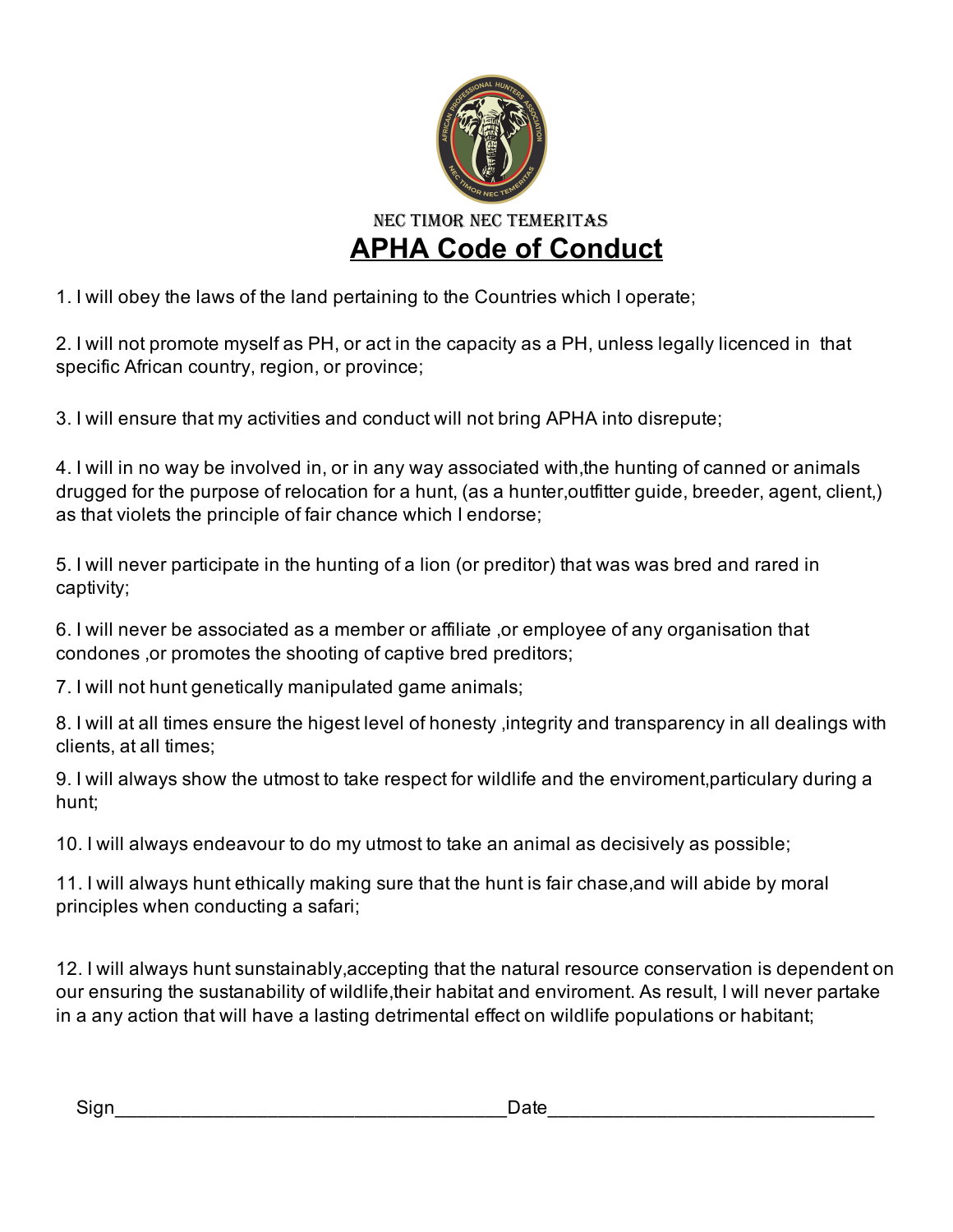NEC TIMOR NEC TEMERITAS

# APHA Code of Conduct

1. I will obey the laws of the land pertaining to the Countries which I operate;

2. I will not promote myself as PH, or act in the capacity as a PH, unless legally licenced in that specific African country, region, or province;

3. I will ensure that my activities and conduct will not bring APHA into disrepute;

4. I will in no way be involved in, or in any way associated with,the hunting of canned or animals drugged for the purpose of relocation for a hunt, (as a hunter,outfitter guide, breeder, agent, client,) as that violets the principle of fair chance which I endorse;

5. I will never participate in the hunting of a lion (or preditor) that was was bred and rared in captivity;

6. I will never be associated as a member or affiliate ,or employee of any organisation that condones ,or promotes the shooting of captive bred preditors;

7. I will not hunt genetically manipulated game animals;

8. I will at all times ensure the higest level of honesty ,integrity and transparency in all dealings with clients, at all times;

9. I will always show the utmost to take respect for wildlife and the enviroment,particulary during a hunt;

10. I will always endeavour to do my utmost to take an animal as decisively as possible;

11. I will always hunt ethically making sure that the hunt is fair chase,and will abide by moral principles when conducting a safari;

12. I will always hunt sunstainably,accepting that the natural resource conservation is dependent on our ensuring the sustanability of wildlife,their habitat and enviroment. As result, I will never partake in a any action that will have a lasting detrimental effect on wildlife populations or habitant;

Sign______________________________________Date_______________________________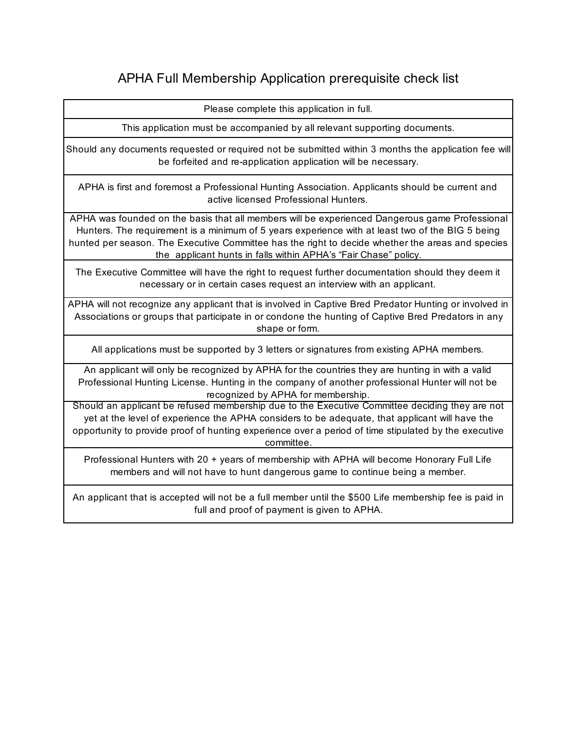# APHA Full Membership Application prerequisite check list

| |
|---|
| Please complete this application in full. |
| This application must be accompanied by all relevant supporting documents. |
| Should any documents requested or required not be submitted within 3 months the application fee will be forfeited and re-application application will be necessary. |
| APHA is first and foremost a Professional Hunting Association. Applicants should be current and active licensed Professional Hunters. |
| APHA was founded on the basis that all members will be experienced Dangerous game Professional Hunters. The requirement is a minimum of 5 years experience with at least two of the BIG 5 being hunted per season. The Executive Committee has the right to decide whether the areas and species the applicant hunts in falls within APHA's "Fair Chase" policy. |
| The Executive Committee will have the right to request further documentation should they deem it necessary or in certain cases request an interview with an applicant. |
| APHA will not recognize any applicant that is involved in Captive Bred Predator Hunting or involved in Associations or groups that participate in or condone the hunting of Captive Bred Predators in any shape or form. |
| All applications must be supported by 3 letters or signatures from existing APHA members. |
| An applicant will only be recognized by APHA for the countries they are hunting in with a valid Professional Hunting License. Hunting in the company of another professional Hunter will not be recognized by APHA for membership. |
| Should an applicant be refused membership due to the Executive Committee deciding they are not yet at the level of experience the APHA considers to be adequate, that applicant will have the opportunity to provide proof of hunting experience over a period of time stipulated by the executive committee. |
| Professional Hunters with 20 + years of membership with APHA will become Honorary Full Life members and will not have to hunt dangerous game to continue being a member. |
| An applicant that is accepted will not be a full member until the $500 Life membership fee is paid in full and proof of payment is given to APHA. |